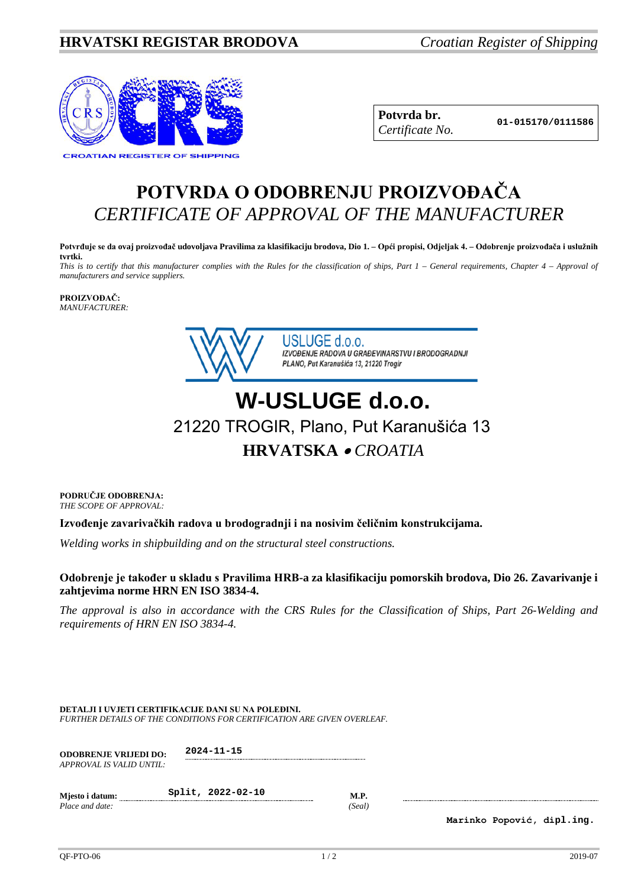**HRVATSKI REGISTAR BRODOVA** *Croatian Register of Shipping*

CROATIAN REGISTER OF SHIPPING

| **Potvrda br.** *Certificate No.* | 01-015170/0111586 |
|---|---|

# POTVRDA O ODOBRENJU PROIZVOĐAČA
# *CERTIFICATE OF APPROVAL OF THE MANUFACTURER*

**Potvrđuje se da ovaj proizvođač udovoljava Pravilima za klasifikaciju brodova, Dio 1. – Opći propisi, Odjeljak 4. – Odobrenje proizvođača i uslužnih tvrtki.**

*This is to certify that this manufacturer complies with the Rules for the classification of ships, Part 1 – General requirements, Chapter 4 – Approval of manufacturers and service suppliers.*

**PROIZVOĐAČ:**
*MANUFACTURER:*

W-USLUGE d.o.o.
IZVOĐENJE RADOVA U GRAĐEVINARSTVU I BRODOGRADNJI
PLANO, Put Karanušića 13, 21220 Trogir

## W-USLUGE d.o.o.

21220 TROGIR, Plano, Put Karanušića 13

**HRVATSKA** • *CROATIA*

**PODRUČJE ODOBRENJA:**
*THE SCOPE OF APPROVAL:*

**Izvođenje zavarivačkih radova u brodogradnji i na nosivim čeličnim konstrukcijama.**

*Welding works in shipbuilding and on the structural steel constructions.*

**Odobrenje je također u skladu s Pravilima HRB-a za klasifikaciju pomorskih brodova, Dio 26. Zavarivanje i zahtjevima norme HRN EN ISO 3834-4.**

*The approval is also in accordance with the CRS Rules for the Classification of Ships, Part 26-Welding and requirements of HRN EN ISO 3834-4.*

**DETALJI I UVJETI CERTIFIKACIJE DANI SU NA POLEĐINI.**
*FURTHER DETAILS OF THE CONDITIONS FOR CERTIFICATION ARE GIVEN OVERLEAF.*

**ODOBRENJE VRIJEDI DO:** *APPROVAL IS VALID UNTIL:* 2024-11-15

**Mjesto i datum:** *Place and date:* Split, 2022-02-10

**M.P.** *(Seal)*

Marinko Popović, dipl.ing.

QF-PTO-06 2019-07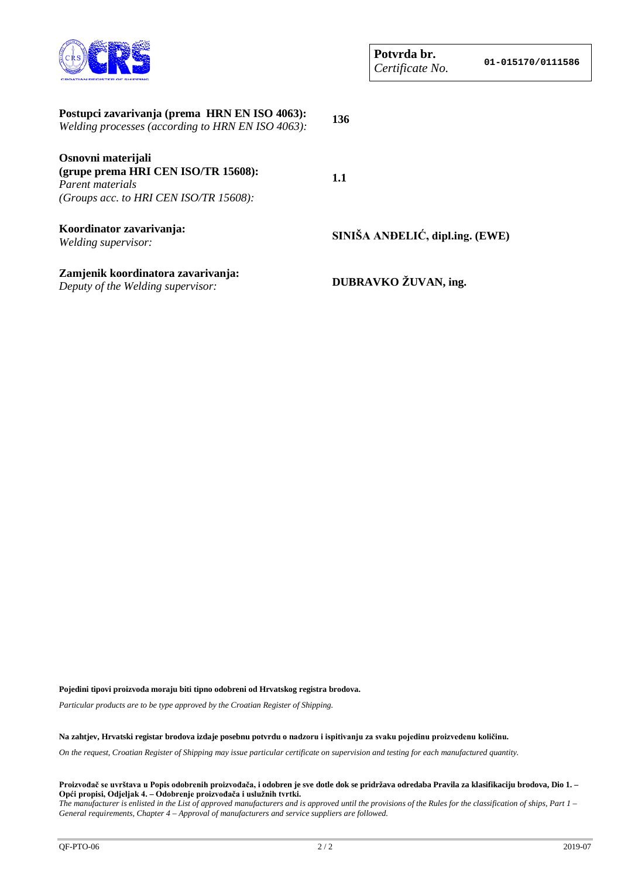| | |
|---|---|
| **Potvrda br.** *Certificate No.* | **01-015170/0111586** |

| | |
|---|---|
| **Postupci zavarivanja (prema HRN EN ISO 4063):** *Welding processes (according to HRN EN ISO 4063):* | **136** |
| **Osnovni materijali (grupe prema HRI CEN ISO/TR 15608):** *Parent materials (Groups acc. to HRI CEN ISO/TR 15608):* | **1.1** |
| **Koordinator zavarivanja:** *Welding supervisor:* | **SINIŠA ANĐELIĆ, dipl.ing. (EWE)** |
| **Zamjenik koordinatora zavarivanja:** *Deputy of the Welding supervisor:* | **DUBRAVKO ŽUVAN, ing.** |

**Pojedini tipovi proizvoda moraju biti tipno odobreni od Hrvatskog registra brodova.**

*Particular products are to be type approved by the Croatian Register of Shipping.*

**Na zahtjev, Hrvatski registar brodova izdaje posebnu potvrdu o nadzoru i ispitivanju za svaku pojedinu proizvedenu količinu.**

*On the request, Croatian Register of Shipping may issue particular certificate on supervision and testing for each manufactured quantity.*

**Proizvođač se uvrštava u Popis odobrenih proizvođača, i odobren je sve dotle dok se pridržava odredaba Pravila za klasifikaciju brodova, Dio 1. – Opći propisi, Odjeljak 4. – Odobrenje proizvođača i uslužnih tvrtki.**

*The manufacturer is enlisted in the List of approved manufacturers and is approved until the provisions of the Rules for the classification of ships, Part 1 – General requirements, Chapter 4 – Approval of manufacturers and service suppliers are followed.*

QF-PTO-06 2019-07